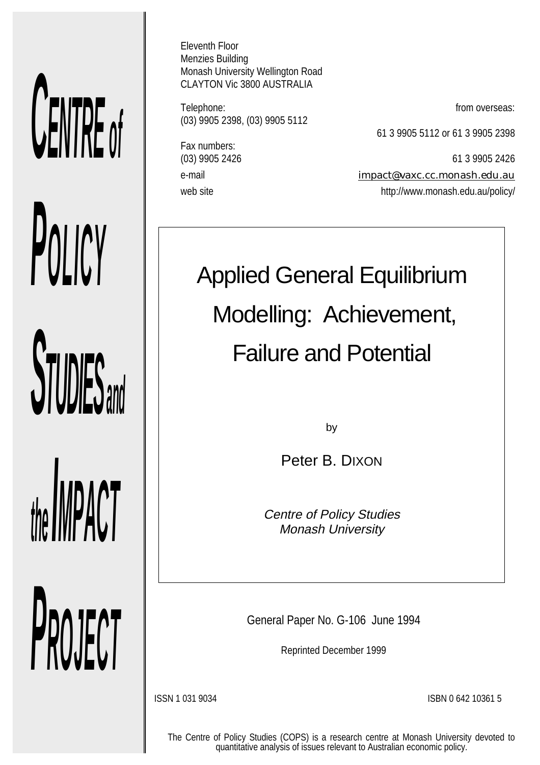# CENTRE of POLICY STUDIES and the IMPACT PROJECT

Eleventh Floor
Menzies Building
Monash University Wellington Road
CLAYTON Vic 3800 AUSTRALIA

| | |
|---|---|
| Telephone: (03) 9905 2398, (03) 9905 5112 | from overseas: 61 3 9905 5112 or 61 3 9905 2398 |
| Fax numbers: (03) 9905 2426 | 61 3 9905 2426 |
| e-mail | impact@vaxc.cc.monash.edu.au |
| web site | http://www.monash.edu.au/policy/ |

## Applied General Equilibrium Modelling: Achievement, Failure and Potential

by

Peter B. DIXON

*Centre of Policy Studies*
*Monash University*

General Paper No. G-106 June 1994

Reprinted December 1999

ISSN 1 031 9034

ISBN 0 642 10361 5

The Centre of Policy Studies (COPS) is a research centre at Monash University devoted to quantitative analysis of issues relevant to Australian economic policy.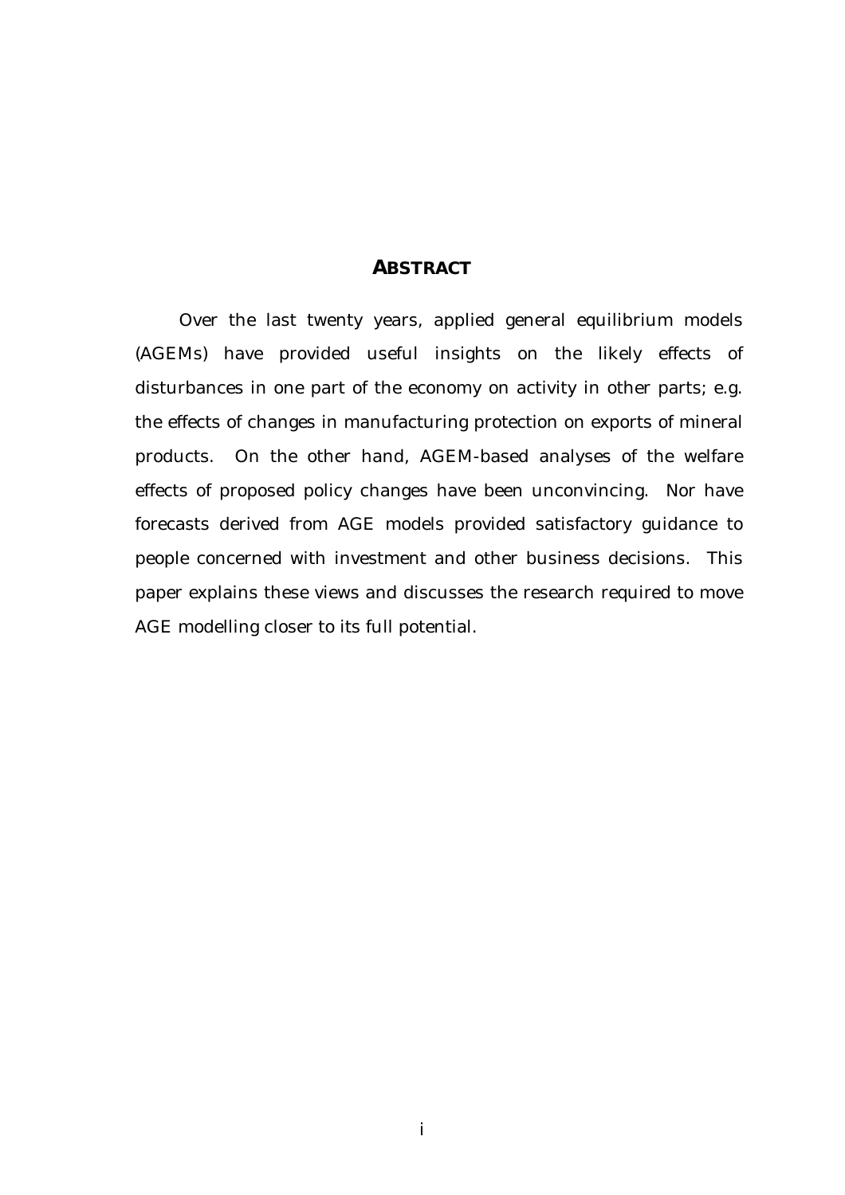## ABSTRACT

Over the last twenty years, applied general equilibrium models (AGEMs) have provided useful insights on the likely effects of disturbances in one part of the economy on activity in other parts; e.g. the effects of changes in manufacturing protection on exports of mineral products. On the other hand, AGEM-based analyses of the welfare effects of proposed policy changes have been unconvincing. Nor have forecasts derived from AGE models provided satisfactory guidance to people concerned with investment and other business decisions. This paper explains these views and discusses the research required to move AGE modelling closer to its full potential.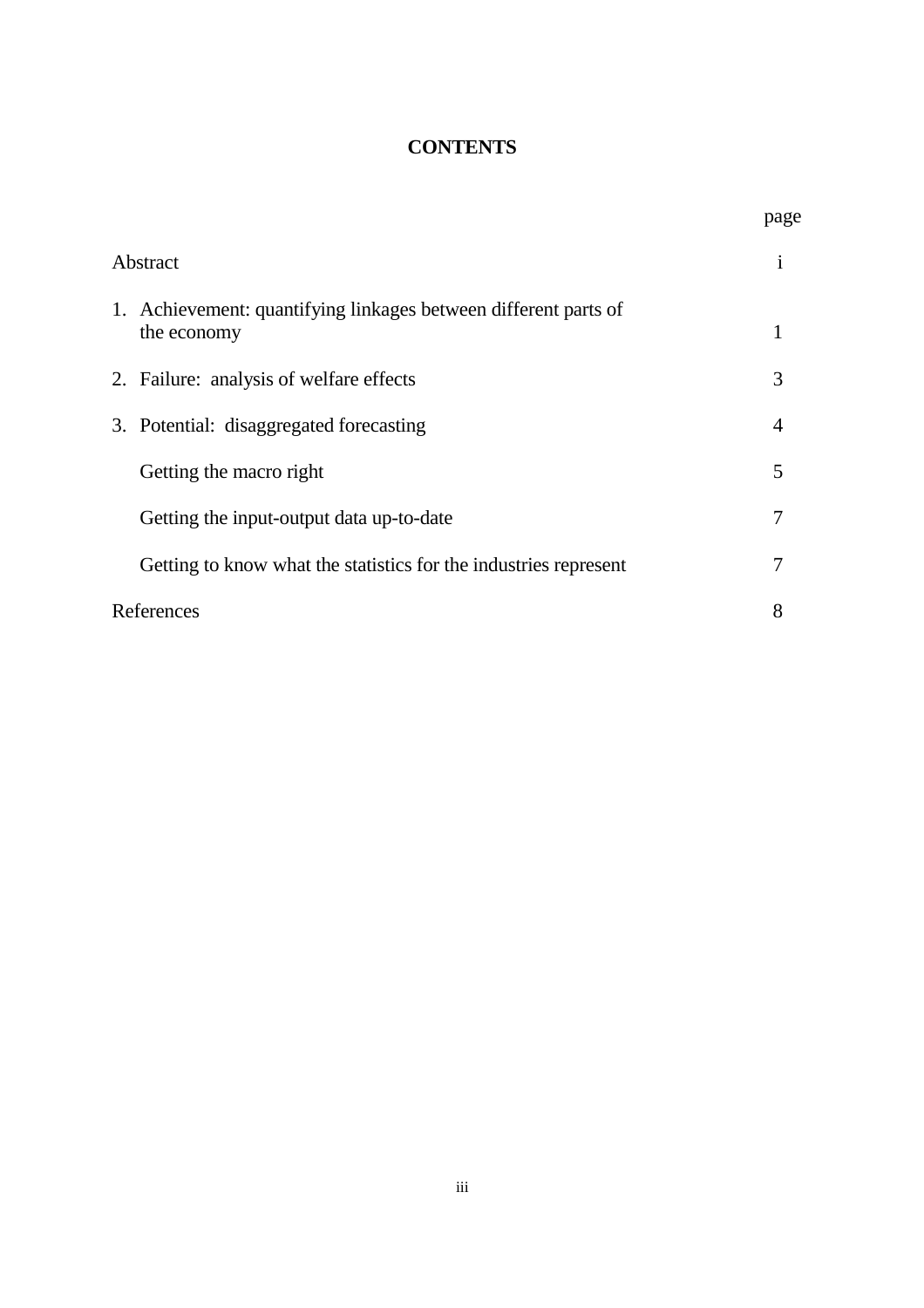# CONTENTS

| | page |
|---|---|
| Abstract | i |
| 1. Achievement: quantifying linkages between different parts of the economy | 1 |
| 2. Failure: analysis of welfare effects | 3 |
| 3. Potential: disaggregated forecasting | 4 |
| Getting the macro right | 5 |
| Getting the input-output data up-to-date | 7 |
| Getting to know what the statistics for the industries represent | 7 |
| References | 8 |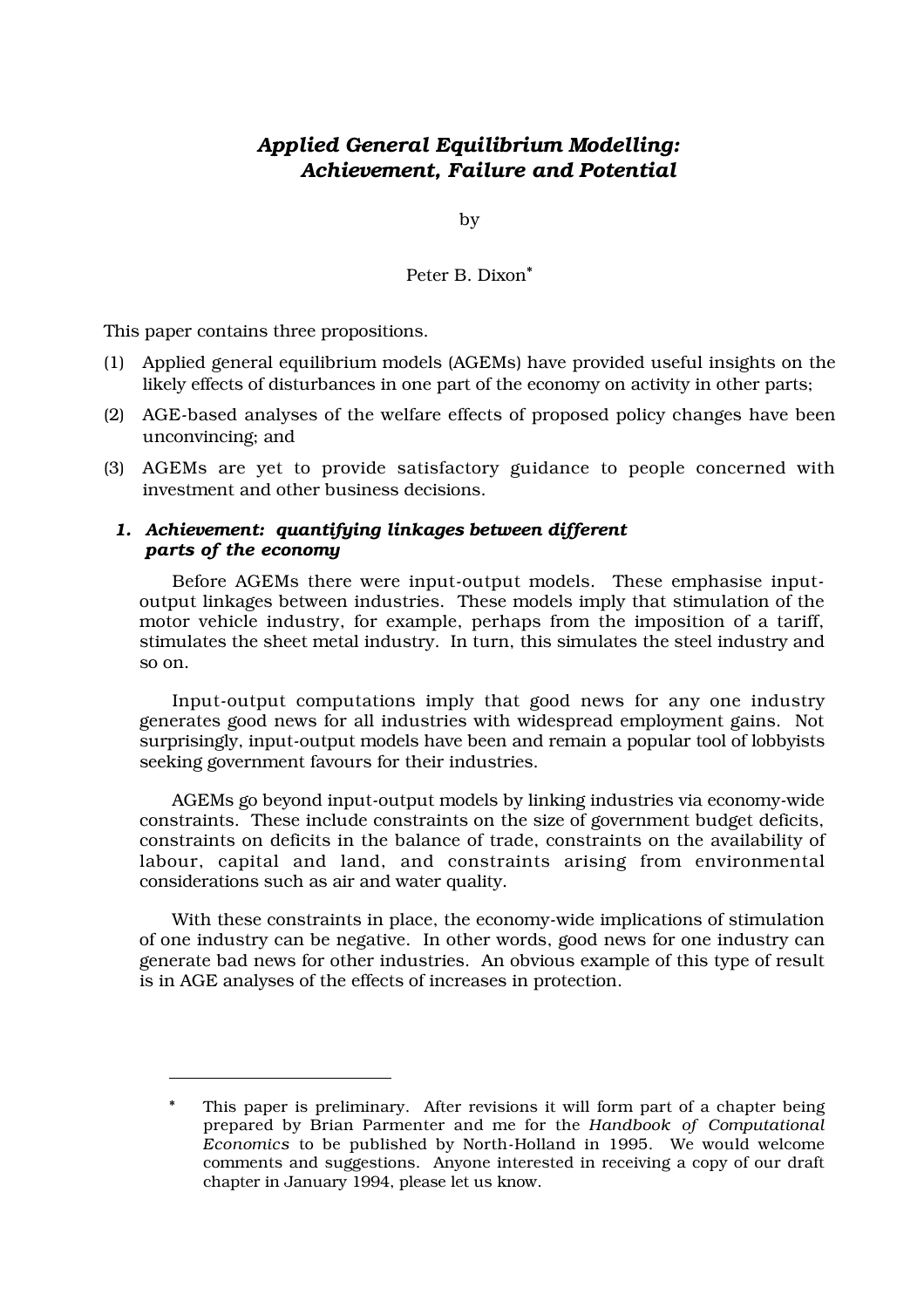# *Applied General Equilibrium Modelling: Achievement, Failure and Potential*

by

Peter B. Dixon*

This paper contains three propositions.

(1) Applied general equilibrium models (AGEMs) have provided useful insights on the likely effects of disturbances in one part of the economy on activity in other parts;

(2) AGE-based analyses of the welfare effects of proposed policy changes have been unconvincing; and

(3) AGEMs are yet to provide satisfactory guidance to people concerned with investment and other business decisions.

## *1. Achievement: quantifying linkages between different parts of the economy*

Before AGEMs there were input-output models. These emphasise input-output linkages between industries. These models imply that stimulation of the motor vehicle industry, for example, perhaps from the imposition of a tariff, stimulates the sheet metal industry. In turn, this simulates the steel industry and so on.

Input-output computations imply that good news for any one industry generates good news for all industries with widespread employment gains. Not surprisingly, input-output models have been and remain a popular tool of lobbyists seeking government favours for their industries.

AGEMs go beyond input-output models by linking industries via economy-wide constraints. These include constraints on the size of government budget deficits, constraints on deficits in the balance of trade, constraints on the availability of labour, capital and land, and constraints arising from environmental considerations such as air and water quality.

With these constraints in place, the economy-wide implications of stimulation of one industry can be negative. In other words, good news for one industry can generate bad news for other industries. An obvious example of this type of result is in AGE analyses of the effects of increases in protection.

---

\* This paper is preliminary. After revisions it will form part of a chapter being prepared by Brian Parmenter and me for the *Handbook of Computational Economics* to be published by North-Holland in 1995. We would welcome comments and suggestions. Anyone interested in receiving a copy of our draft chapter in January 1994, please let us know.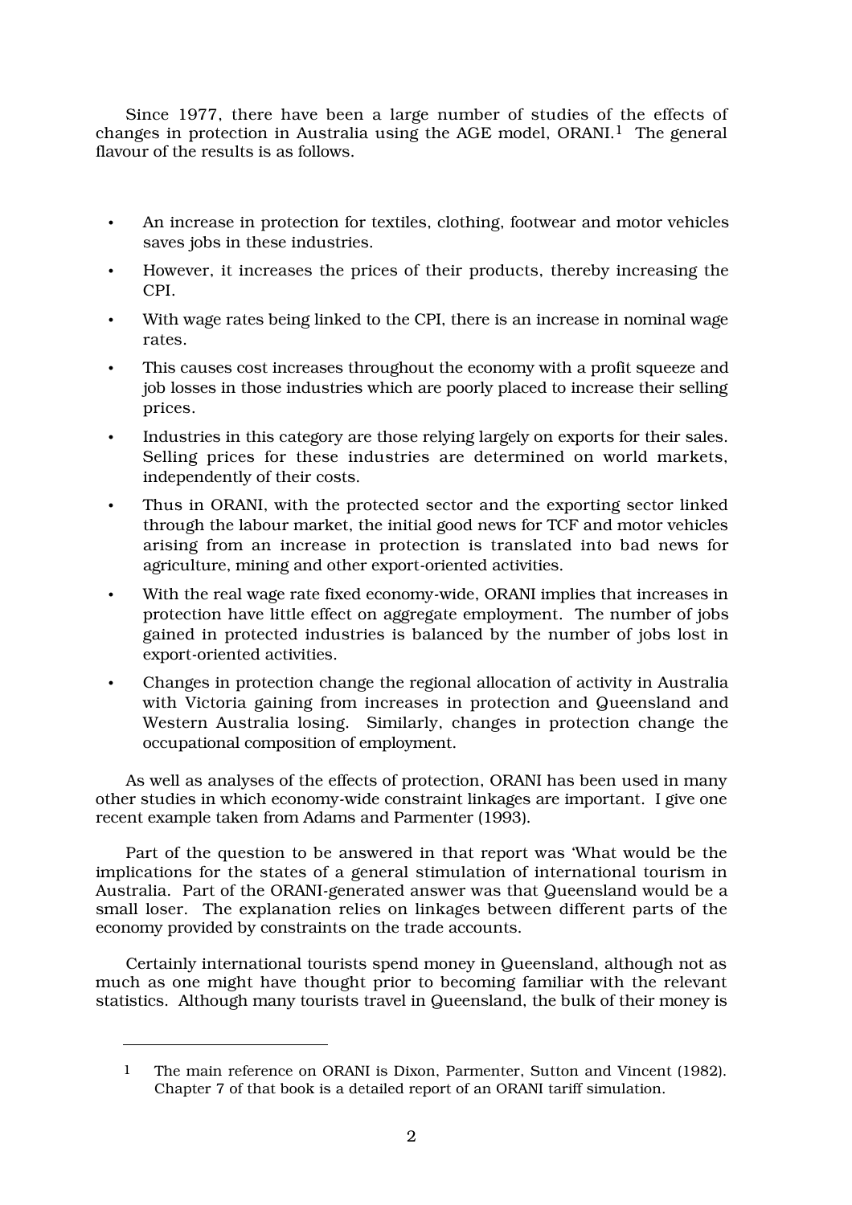Since 1977, there have been a large number of studies of the effects of changes in protection in Australia using the AGE model, ORANI.[1] The general flavour of the results is as follows.

- An increase in protection for textiles, clothing, footwear and motor vehicles saves jobs in these industries.
- However, it increases the prices of their products, thereby increasing the CPI.
- With wage rates being linked to the CPI, there is an increase in nominal wage rates.
- This causes cost increases throughout the economy with a profit squeeze and job losses in those industries which are poorly placed to increase their selling prices.
- Industries in this category are those relying largely on exports for their sales. Selling prices for these industries are determined on world markets, independently of their costs.
- Thus in ORANI, with the protected sector and the exporting sector linked through the labour market, the initial good news for TCF and motor vehicles arising from an increase in protection is translated into bad news for agriculture, mining and other export-oriented activities.
- With the real wage rate fixed economy-wide, ORANI implies that increases in protection have little effect on aggregate employment. The number of jobs gained in protected industries is balanced by the number of jobs lost in export-oriented activities.
- Changes in protection change the regional allocation of activity in Australia with Victoria gaining from increases in protection and Queensland and Western Australia losing. Similarly, changes in protection change the occupational composition of employment.

As well as analyses of the effects of protection, ORANI has been used in many other studies in which economy-wide constraint linkages are important. I give one recent example taken from Adams and Parmenter (1993).

Part of the question to be answered in that report was 'What would be the implications for the states of a general stimulation of international tourism in Australia. Part of the ORANI-generated answer was that Queensland would be a small loser. The explanation relies on linkages between different parts of the economy provided by constraints on the trade accounts.

Certainly international tourists spend money in Queensland, although not as much as one might have thought prior to becoming familiar with the relevant statistics. Although many tourists travel in Queensland, the bulk of their money is

---

[1] The main reference on ORANI is Dixon, Parmenter, Sutton and Vincent (1982). Chapter 7 of that book is a detailed report of an ORANI tariff simulation.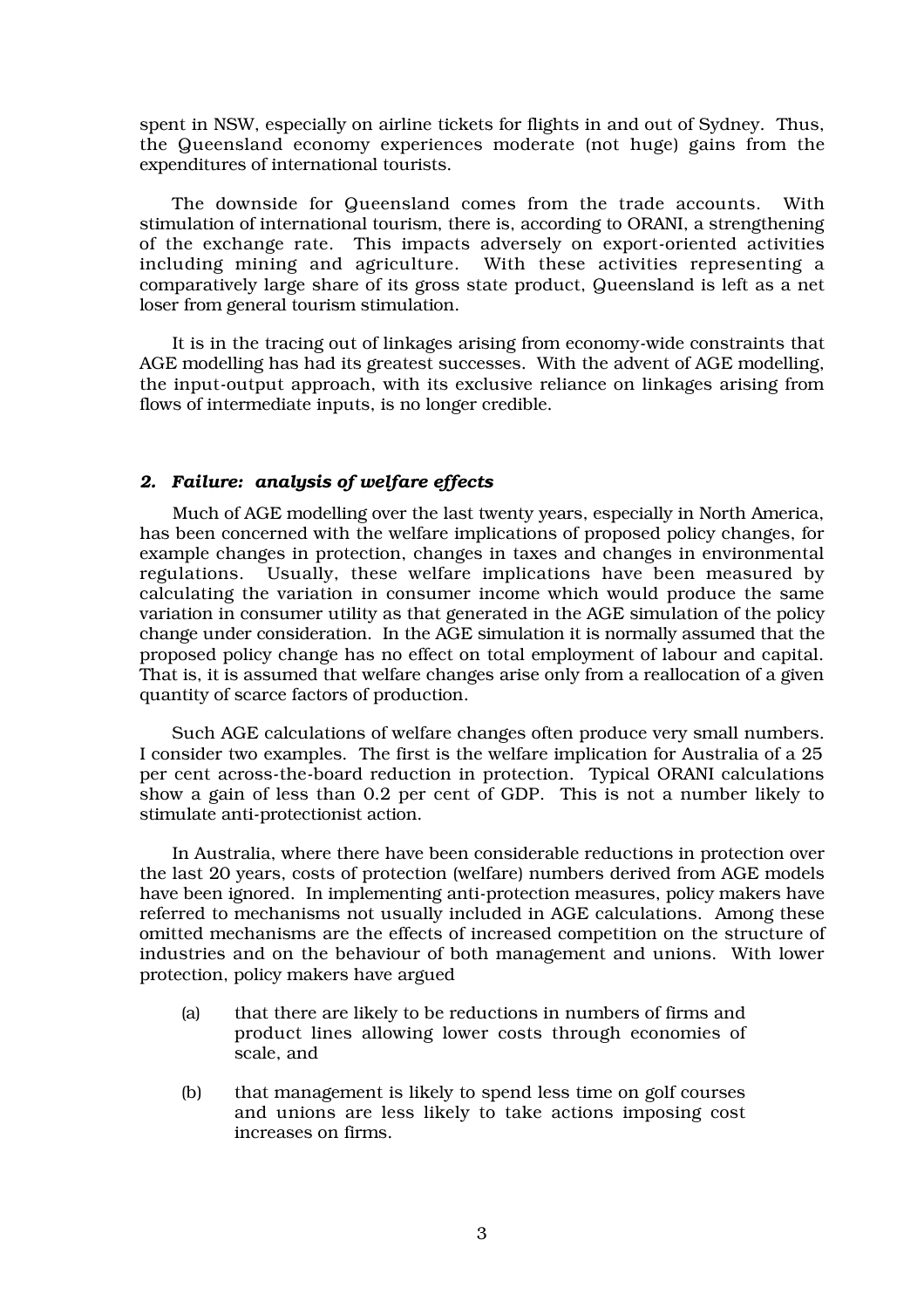spent in NSW, especially on airline tickets for flights in and out of Sydney. Thus, the Queensland economy experiences moderate (not huge) gains from the expenditures of international tourists.

The downside for Queensland comes from the trade accounts. With stimulation of international tourism, there is, according to ORANI, a strengthening of the exchange rate. This impacts adversely on export-oriented activities including mining and agriculture. With these activities representing a comparatively large share of its gross state product, Queensland is left as a net loser from general tourism stimulation.

It is in the tracing out of linkages arising from economy-wide constraints that AGE modelling has had its greatest successes. With the advent of AGE modelling, the input-output approach, with its exclusive reliance on linkages arising from flows of intermediate inputs, is no longer credible.

### *2. Failure: analysis of welfare effects*

Much of AGE modelling over the last twenty years, especially in North America, has been concerned with the welfare implications of proposed policy changes, for example changes in protection, changes in taxes and changes in environmental regulations. Usually, these welfare implications have been measured by calculating the variation in consumer income which would produce the same variation in consumer utility as that generated in the AGE simulation of the policy change under consideration. In the AGE simulation it is normally assumed that the proposed policy change has no effect on total employment of labour and capital. That is, it is assumed that welfare changes arise only from a reallocation of a given quantity of scarce factors of production.

Such AGE calculations of welfare changes often produce very small numbers. I consider two examples. The first is the welfare implication for Australia of a 25 per cent across-the-board reduction in protection. Typical ORANI calculations show a gain of less than 0.2 per cent of GDP. This is not a number likely to stimulate anti-protectionist action.

In Australia, where there have been considerable reductions in protection over the last 20 years, costs of protection (welfare) numbers derived from AGE models have been ignored. In implementing anti-protection measures, policy makers have referred to mechanisms not usually included in AGE calculations. Among these omitted mechanisms are the effects of increased competition on the structure of industries and on the behaviour of both management and unions. With lower protection, policy makers have argued

(a) that there are likely to be reductions in numbers of firms and product lines allowing lower costs through economies of scale, and

(b) that management is likely to spend less time on golf courses and unions are less likely to take actions imposing cost increases on firms.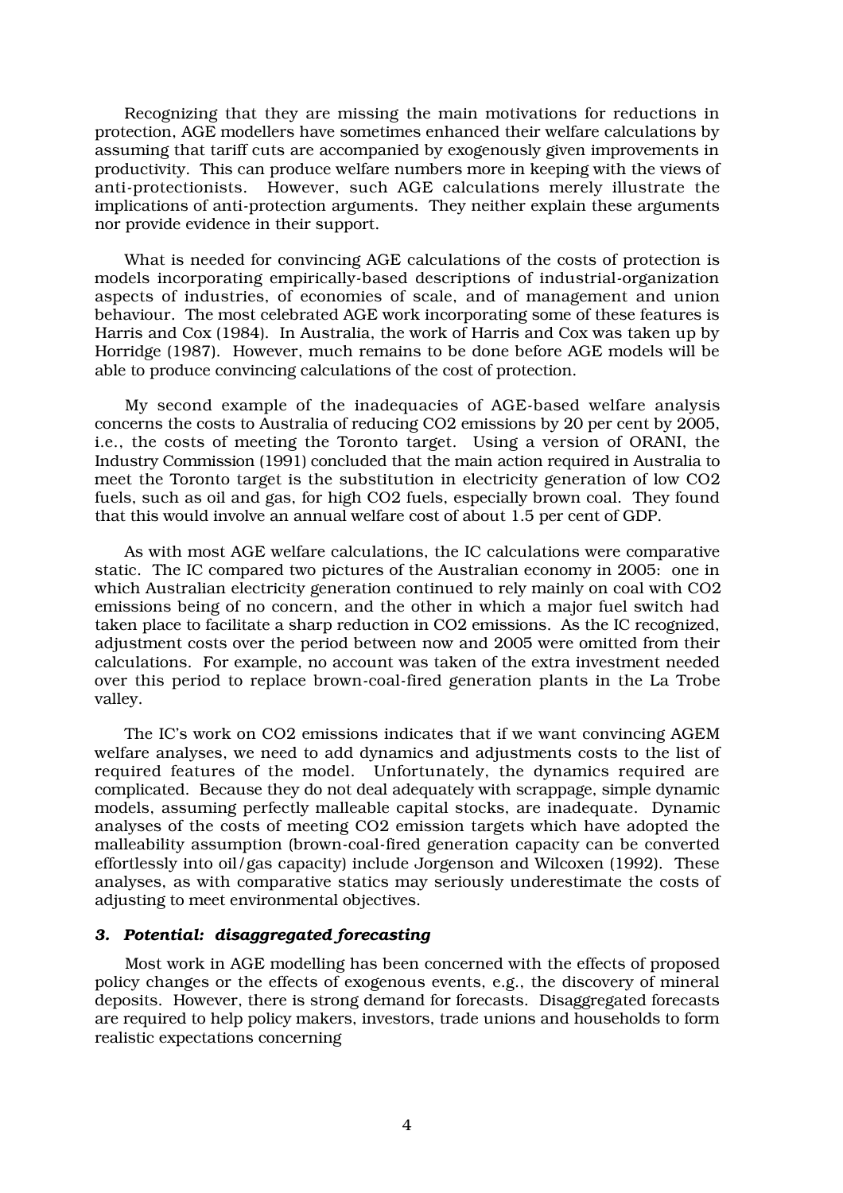Recognizing that they are missing the main motivations for reductions in protection, AGE modellers have sometimes enhanced their welfare calculations by assuming that tariff cuts are accompanied by exogenously given improvements in productivity. This can produce welfare numbers more in keeping with the views of anti-protectionists. However, such AGE calculations merely illustrate the implications of anti-protection arguments. They neither explain these arguments nor provide evidence in their support.

What is needed for convincing AGE calculations of the costs of protection is models incorporating empirically-based descriptions of industrial-organization aspects of industries, of economies of scale, and of management and union behaviour. The most celebrated AGE work incorporating some of these features is Harris and Cox (1984). In Australia, the work of Harris and Cox was taken up by Horridge (1987). However, much remains to be done before AGE models will be able to produce convincing calculations of the cost of protection.

My second example of the inadequacies of AGE-based welfare analysis concerns the costs to Australia of reducing $CO_2$ emissions by 20 per cent by 2005, i.e., the costs of meeting the Toronto target. Using a version of ORANI, the Industry Commission (1991) concluded that the main action required in Australia to meet the Toronto target is the substitution in electricity generation of low $CO_2$ fuels, such as oil and gas, for high $CO_2$ fuels, especially brown coal. They found that this would involve an annual welfare cost of about 1.5 per cent of GDP.

As with most AGE welfare calculations, the IC calculations were comparative static. The IC compared two pictures of the Australian economy in 2005: one in which Australian electricity generation continued to rely mainly on coal with $CO_2$ emissions being of no concern, and the other in which a major fuel switch had taken place to facilitate a sharp reduction in $CO_2$ emissions. As the IC recognized, adjustment costs over the period between now and 2005 were omitted from their calculations. For example, no account was taken of the extra investment needed over this period to replace brown-coal-fired generation plants in the La Trobe valley.

The IC's work on $CO_2$ emissions indicates that if we want convincing AGEM welfare analyses, we need to add dynamics and adjustments costs to the list of required features of the model. Unfortunately, the dynamics required are complicated. Because they do not deal adequately with scrappage, simple dynamic models, assuming perfectly malleable capital stocks, are inadequate. Dynamic analyses of the costs of meeting $CO_2$ emission targets which have adopted the malleability assumption (brown-coal-fired generation capacity can be converted effortlessly into oil/gas capacity) include Jorgenson and Wilcoxen (1992). These analyses, as with comparative statics may seriously underestimate the costs of adjusting to meet environmental objectives.

### *3. Potential: disaggregated forecasting*

Most work in AGE modelling has been concerned with the effects of proposed policy changes or the effects of exogenous events, e.g., the discovery of mineral deposits. However, there is strong demand for forecasts. Disaggregated forecasts are required to help policy makers, investors, trade unions and households to form realistic expectations concerning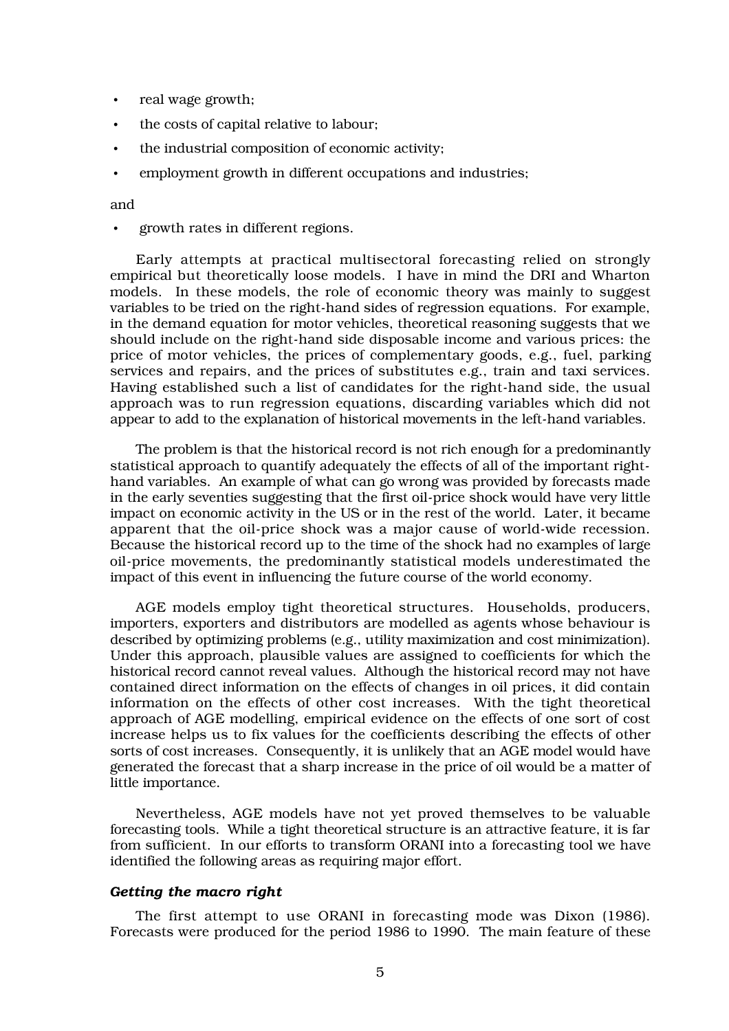- real wage growth;
- the costs of capital relative to labour;
- the industrial composition of economic activity;
- employment growth in different occupations and industries;

and

- growth rates in different regions.

Early attempts at practical multisectoral forecasting relied on strongly empirical but theoretically loose models. I have in mind the DRI and Wharton models. In these models, the role of economic theory was mainly to suggest variables to be tried on the right-hand sides of regression equations. For example, in the demand equation for motor vehicles, theoretical reasoning suggests that we should include on the right-hand side disposable income and various prices: the price of motor vehicles, the prices of complementary goods, e.g., fuel, parking services and repairs, and the prices of substitutes e.g., train and taxi services. Having established such a list of candidates for the right-hand side, the usual approach was to run regression equations, discarding variables which did not appear to add to the explanation of historical movements in the left-hand variables.

The problem is that the historical record is not rich enough for a predominantly statistical approach to quantify adequately the effects of all of the important right-hand variables. An example of what can go wrong was provided by forecasts made in the early seventies suggesting that the first oil-price shock would have very little impact on economic activity in the US or in the rest of the world. Later, it became apparent that the oil-price shock was a major cause of world-wide recession. Because the historical record up to the time of the shock had no examples of large oil-price movements, the predominantly statistical models underestimated the impact of this event in influencing the future course of the world economy.

AGE models employ tight theoretical structures. Households, producers, importers, exporters and distributors are modelled as agents whose behaviour is described by optimizing problems (e.g., utility maximization and cost minimization). Under this approach, plausible values are assigned to coefficients for which the historical record cannot reveal values. Although the historical record may not have contained direct information on the effects of changes in oil prices, it did contain information on the effects of other cost increases. With the tight theoretical approach of AGE modelling, empirical evidence on the effects of one sort of cost increase helps us to fix values for the coefficients describing the effects of other sorts of cost increases. Consequently, it is unlikely that an AGE model would have generated the forecast that a sharp increase in the price of oil would be a matter of little importance.

Nevertheless, AGE models have not yet proved themselves to be valuable forecasting tools. While a tight theoretical structure is an attractive feature, it is far from sufficient. In our efforts to transform ORANI into a forecasting tool we have identified the following areas as requiring major effort.

***Getting the macro right***

The first attempt to use ORANI in forecasting mode was Dixon (1986). Forecasts were produced for the period 1986 to 1990. The main feature of these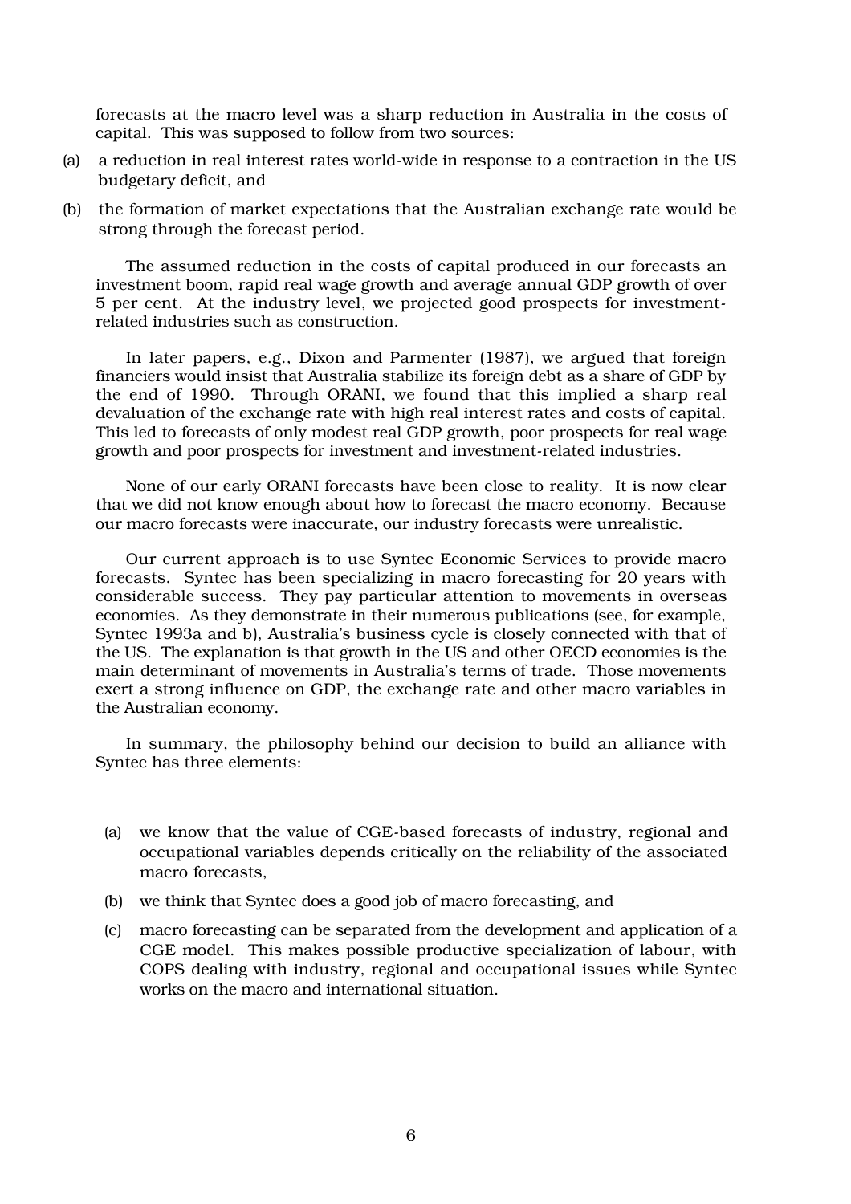forecasts at the macro level was a sharp reduction in Australia in the costs of capital. This was supposed to follow from two sources:

(a) a reduction in real interest rates world-wide in response to a contraction in the US budgetary deficit, and

(b) the formation of market expectations that the Australian exchange rate would be strong through the forecast period.

The assumed reduction in the costs of capital produced in our forecasts an investment boom, rapid real wage growth and average annual GDP growth of over 5 per cent. At the industry level, we projected good prospects for investment-related industries such as construction.

In later papers, e.g., Dixon and Parmenter (1987), we argued that foreign financiers would insist that Australia stabilize its foreign debt as a share of GDP by the end of 1990. Through ORANI, we found that this implied a sharp real devaluation of the exchange rate with high real interest rates and costs of capital. This led to forecasts of only modest real GDP growth, poor prospects for real wage growth and poor prospects for investment and investment-related industries.

None of our early ORANI forecasts have been close to reality. It is now clear that we did not know enough about how to forecast the macro economy. Because our macro forecasts were inaccurate, our industry forecasts were unrealistic.

Our current approach is to use Syntec Economic Services to provide macro forecasts. Syntec has been specializing in macro forecasting for 20 years with considerable success. They pay particular attention to movements in overseas economies. As they demonstrate in their numerous publications (see, for example, Syntec 1993a and b), Australia's business cycle is closely connected with that of the US. The explanation is that growth in the US and other OECD economies is the main determinant of movements in Australia's terms of trade. Those movements exert a strong influence on GDP, the exchange rate and other macro variables in the Australian economy.

In summary, the philosophy behind our decision to build an alliance with Syntec has three elements:

(a) we know that the value of CGE-based forecasts of industry, regional and occupational variables depends critically on the reliability of the associated macro forecasts,

(b) we think that Syntec does a good job of macro forecasting, and

(c) macro forecasting can be separated from the development and application of a CGE model. This makes possible productive specialization of labour, with COPS dealing with industry, regional and occupational issues while Syntec works on the macro and international situation.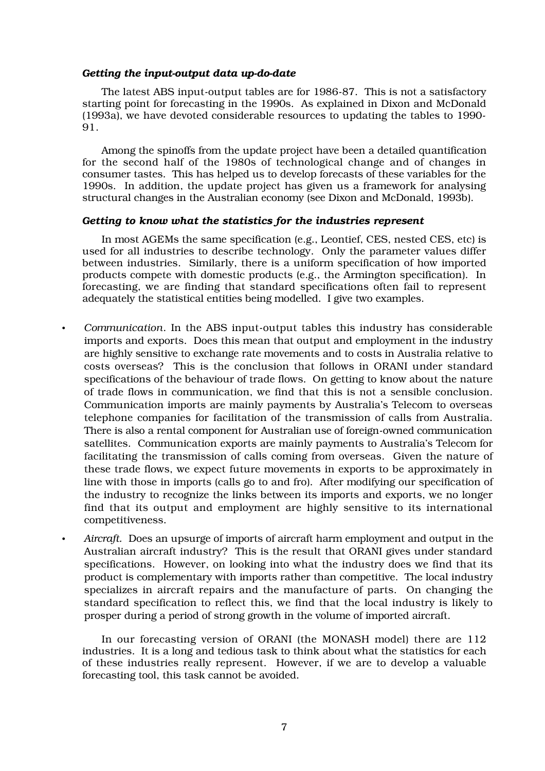### *Getting the input-output data up-do-date*

The latest ABS input-output tables are for 1986-87. This is not a satisfactory starting point for forecasting in the 1990s. As explained in Dixon and McDonald (1993a), we have devoted considerable resources to updating the tables to 1990-91.

Among the spinoffs from the update project have been a detailed quantification for the second half of the 1980s of technological change and of changes in consumer tastes. This has helped us to develop forecasts of these variables for the 1990s. In addition, the update project has given us a framework for analysing structural changes in the Australian economy (see Dixon and McDonald, 1993b).

### *Getting to know what the statistics for the industries represent*

In most AGEMs the same specification (e.g., Leontief, CES, nested CES, etc) is used for all industries to describe technology. Only the parameter values differ between industries. Similarly, there is a uniform specification of how imported products compete with domestic products (e.g., the Armington specification). In forecasting, we are finding that standard specifications often fail to represent adequately the statistical entities being modelled. I give two examples.

- *Communication*. In the ABS input-output tables this industry has considerable imports and exports. Does this mean that output and employment in the industry are highly sensitive to exchange rate movements and to costs in Australia relative to costs overseas? This is the conclusion that follows in ORANI under standard specifications of the behaviour of trade flows. On getting to know about the nature of trade flows in communication, we find that this is not a sensible conclusion. Communication imports are mainly payments by Australia's Telecom to overseas telephone companies for facilitation of the transmission of calls from Australia. There is also a rental component for Australian use of foreign-owned communication satellites. Communication exports are mainly payments to Australia's Telecom for facilitating the transmission of calls coming from overseas. Given the nature of these trade flows, we expect future movements in exports to be approximately in line with those in imports (calls go to and fro). After modifying our specification of the industry to recognize the links between its imports and exports, we no longer find that its output and employment are highly sensitive to its international competitiveness.
- *Aircraft.* Does an upsurge of imports of aircraft harm employment and output in the Australian aircraft industry? This is the result that ORANI gives under standard specifications. However, on looking into what the industry does we find that its product is complementary with imports rather than competitive. The local industry specializes in aircraft repairs and the manufacture of parts. On changing the standard specification to reflect this, we find that the local industry is likely to prosper during a period of strong growth in the volume of imported aircraft.

In our forecasting version of ORANI (the MONASH model) there are 112 industries. It is a long and tedious task to think about what the statistics for each of these industries really represent. However, if we are to develop a valuable forecasting tool, this task cannot be avoided.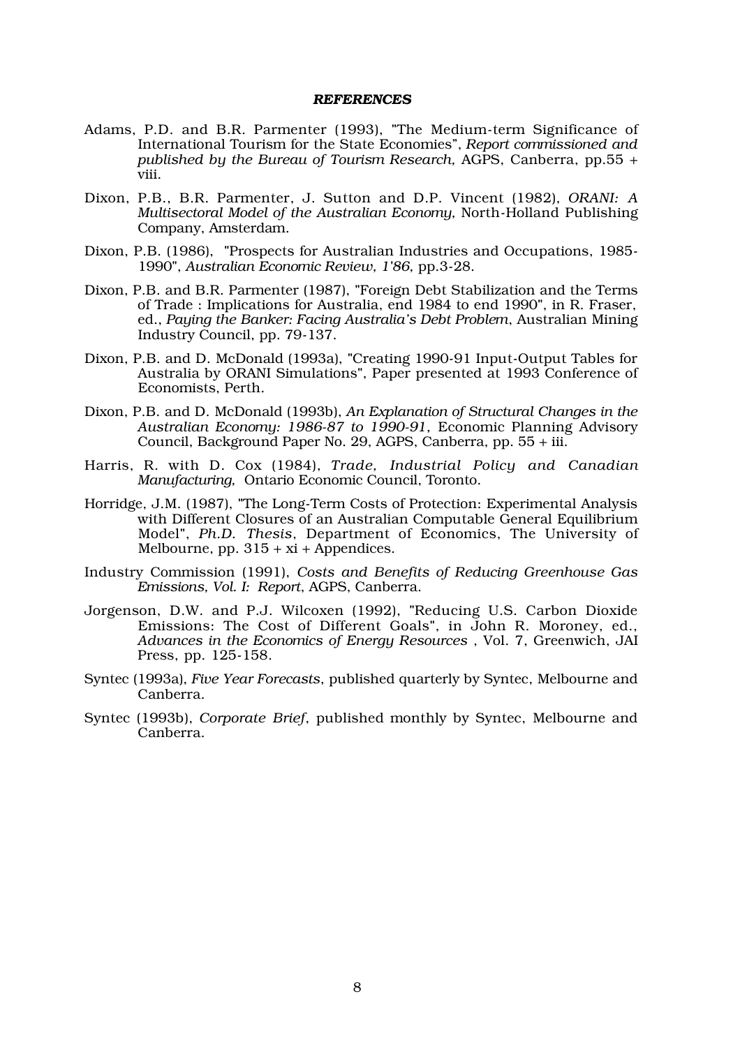## *REFERENCES*

Adams, P.D. and B.R. Parmenter (1993), "The Medium-term Significance of International Tourism for the State Economies", *Report commissioned and published by the Bureau of Tourism Research*, AGPS, Canberra, pp.55 + viii.

Dixon, P.B., B.R. Parmenter, J. Sutton and D.P. Vincent (1982), *ORANI: A Multisectoral Model of the Australian Economy*, North-Holland Publishing Company, Amsterdam.

Dixon, P.B. (1986), "Prospects for Australian Industries and Occupations, 1985-1990", *Australian Economic Review, 1'86,* pp.3-28.

Dixon, P.B. and B.R. Parmenter (1987), "Foreign Debt Stabilization and the Terms of Trade : Implications for Australia, end 1984 to end 1990", in R. Fraser, ed., *Paying the Banker: Facing Australia's Debt Problem*, Australian Mining Industry Council, pp. 79-137.

Dixon, P.B. and D. McDonald (1993a), "Creating 1990-91 Input-Output Tables for Australia by ORANI Simulations", Paper presented at 1993 Conference of Economists, Perth.

Dixon, P.B. and D. McDonald (1993b), *An Explanation of Structural Changes in the Australian Economy: 1986-87 to 1990-91,* Economic Planning Advisory Council, Background Paper No. 29, AGPS, Canberra, pp. 55 + iii.

Harris, R. with D. Cox (1984), *Trade, Industrial Policy and Canadian Manufacturing,* Ontario Economic Council, Toronto.

Horridge, J.M. (1987), "The Long-Term Costs of Protection: Experimental Analysis with Different Closures of an Australian Computable General Equilibrium Model", *Ph.D. Thesis*, Department of Economics, The University of Melbourne, pp. 315 + xi + Appendices.

Industry Commission (1991), *Costs and Benefits of Reducing Greenhouse Gas Emissions, Vol. I: Report*, AGPS, Canberra.

Jorgenson, D.W. and P.J. Wilcoxen (1992), "Reducing U.S. Carbon Dioxide Emissions: The Cost of Different Goals", in John R. Moroney, ed., *Advances in the Economics of Energy Resources* , Vol. 7, Greenwich, JAI Press, pp. 125-158.

Syntec (1993a), *Five Year Forecasts*, published quarterly by Syntec, Melbourne and Canberra.

Syntec (1993b), *Corporate Brief*, published monthly by Syntec, Melbourne and Canberra.